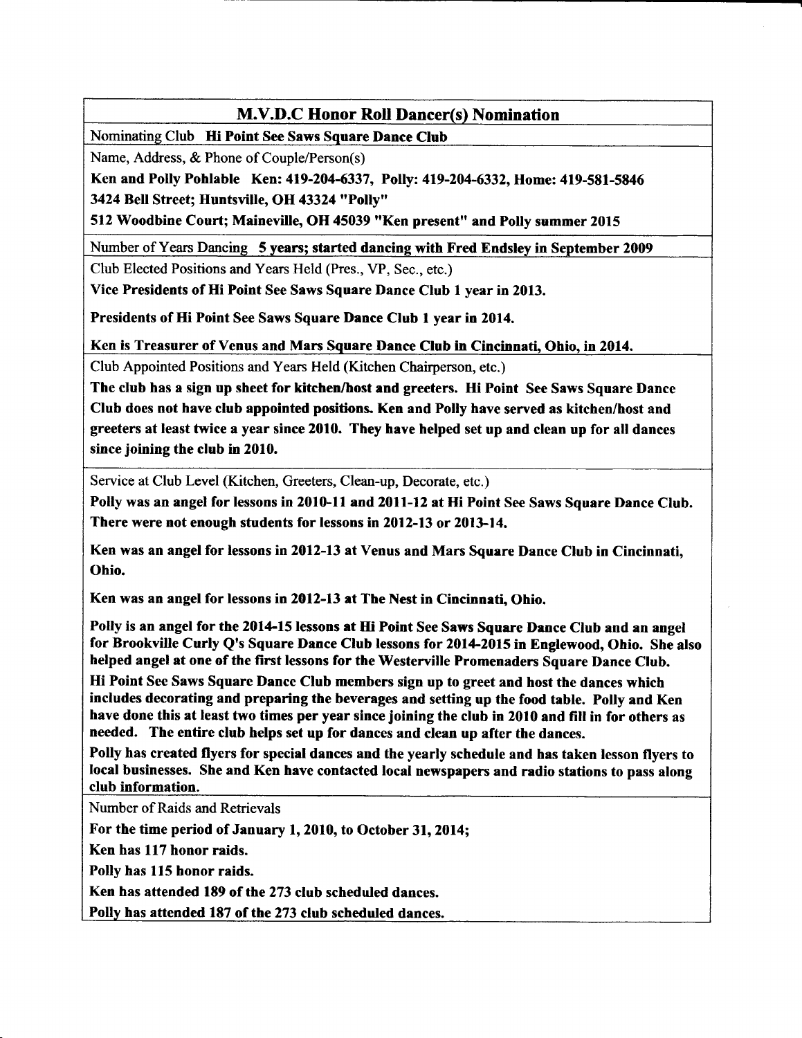## M.V.D.C Honor Roll Dancer(s) Nomination

Nominating Club **Hi Point See Saws Square Dance Club**

Name, Address, & Phone of Couple/Person(s)

**Ken and Polly Pohlable Ken: 419-204-6337, Polly: 419-204-6332, Home: 419-581-5846**
**3424 Bell Street; Huntsville, OH 43324 "Polly"**
**512 Woodbine Court; Maineville, OH 45039 "Ken present" and Polly summer 2015**

Number of Years Dancing **5 years; started dancing with Fred Endsley in September 2009**

Club Elected Positions and Years Held (Pres., VP, Sec., etc.)

**Vice Presidents of Hi Point See Saws Square Dance Club 1 year in 2013.**

**Presidents of Hi Point See Saws Square Dance Club 1 year in 2014.**

**Ken is Treasurer of Venus and Mars Square Dance Club in Cincinnati, Ohio, in 2014.**

Club Appointed Positions and Years Held (Kitchen Chairperson, etc.)

**The club has a sign up sheet for kitchen/host and greeters. Hi Point See Saws Square Dance Club does not have club appointed positions. Ken and Polly have served as kitchen/host and greeters at least twice a year since 2010. They have helped set up and clean up for all dances since joining the club in 2010.**

Service at Club Level (Kitchen, Greeters, Clean-up, Decorate, etc.)

**Polly was an angel for lessons in 2010-11 and 2011-12 at Hi Point See Saws Square Dance Club. There were not enough students for lessons in 2012-13 or 2013-14.**

**Ken was an angel for lessons in 2012-13 at Venus and Mars Square Dance Club in Cincinnati, Ohio.**

**Ken was an angel for lessons in 2012-13 at The Nest in Cincinnati, Ohio.**

**Polly is an angel for the 2014-15 lessons at Hi Point See Saws Square Dance Club and an angel for Brookville Curly Q's Square Dance Club lessons for 2014-2015 in Englewood, Ohio. She also helped angel at one of the first lessons for the Westerville Promenaders Square Dance Club.**

**Hi Point See Saws Square Dance Club members sign up to greet and host the dances which includes decorating and preparing the beverages and setting up the food table. Polly and Ken have done this at least two times per year since joining the club in 2010 and fill in for others as needed. The entire club helps set up for dances and clean up after the dances.**

**Polly has created flyers for special dances and the yearly schedule and has taken lesson flyers to local businesses. She and Ken have contacted local newspapers and radio stations to pass along club information.**

Number of Raids and Retrievals

**For the time period of January 1, 2010, to October 31, 2014;**

**Ken has 117 honor raids.**

**Polly has 115 honor raids.**

**Ken has attended 189 of the 273 club scheduled dances.**

**Polly has attended 187 of the 273 club scheduled dances.**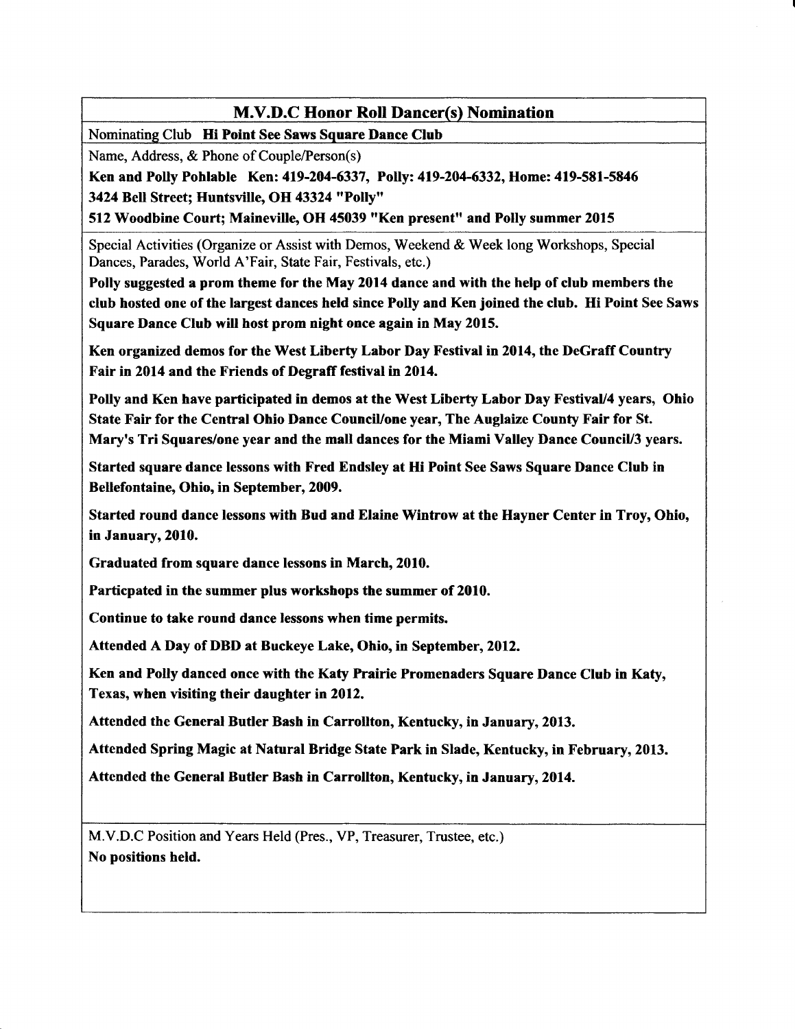## M.V.D.C Honor Roll Dancer(s) Nomination

Nominating Club **Hi Point See Saws Square Dance Club**

Name, Address, & Phone of Couple/Person(s)

**Ken and Polly Pohlable Ken: 419-204-6337, Polly: 419-204-6332, Home: 419-581-5846**
**3424 Bell Street; Huntsville, OH 43324 "Polly"**
**512 Woodbine Court; Maineville, OH 45039 "Ken present" and Polly summer 2015**

Special Activities (Organize or Assist with Demos, Weekend & Week long Workshops, Special Dances, Parades, World A'Fair, State Fair, Festivals, etc.)

**Polly suggested a prom theme for the May 2014 dance and with the help of club members the club hosted one of the largest dances held since Polly and Ken joined the club. Hi Point See Saws Square Dance Club will host prom night once again in May 2015.**

**Ken organized demos for the West Liberty Labor Day Festival in 2014, the DeGraff Country Fair in 2014 and the Friends of Degraff festival in 2014.**

**Polly and Ken have participated in demos at the West Liberty Labor Day Festival/4 years, Ohio State Fair for the Central Ohio Dance Council/one year, The Auglaize County Fair for St. Mary's Tri Squares/one year and the mall dances for the Miami Valley Dance Council/3 years.**

**Started square dance lessons with Fred Endsley at Hi Point See Saws Square Dance Club in Bellefontaine, Ohio, in September, 2009.**

**Started round dance lessons with Bud and Elaine Wintrow at the Hayner Center in Troy, Ohio, in January, 2010.**

**Graduated from square dance lessons in March, 2010.**

**Particpated in the summer plus workshops the summer of 2010.**

**Continue to take round dance lessons when time permits.**

**Attended A Day of DBD at Buckeye Lake, Ohio, in September, 2012.**

**Ken and Polly danced once with the Katy Prairie Promenaders Square Dance Club in Katy, Texas, when visiting their daughter in 2012.**

**Attended the General Butler Bash in Carrollton, Kentucky, in January, 2013.**

**Attended Spring Magic at Natural Bridge State Park in Slade, Kentucky, in February, 2013.**

**Attended the General Butler Bash in Carrollton, Kentucky, in January, 2014.**

M.V.D.C Position and Years Held (Pres., VP, Treasurer, Trustee, etc.)

**No positions held.**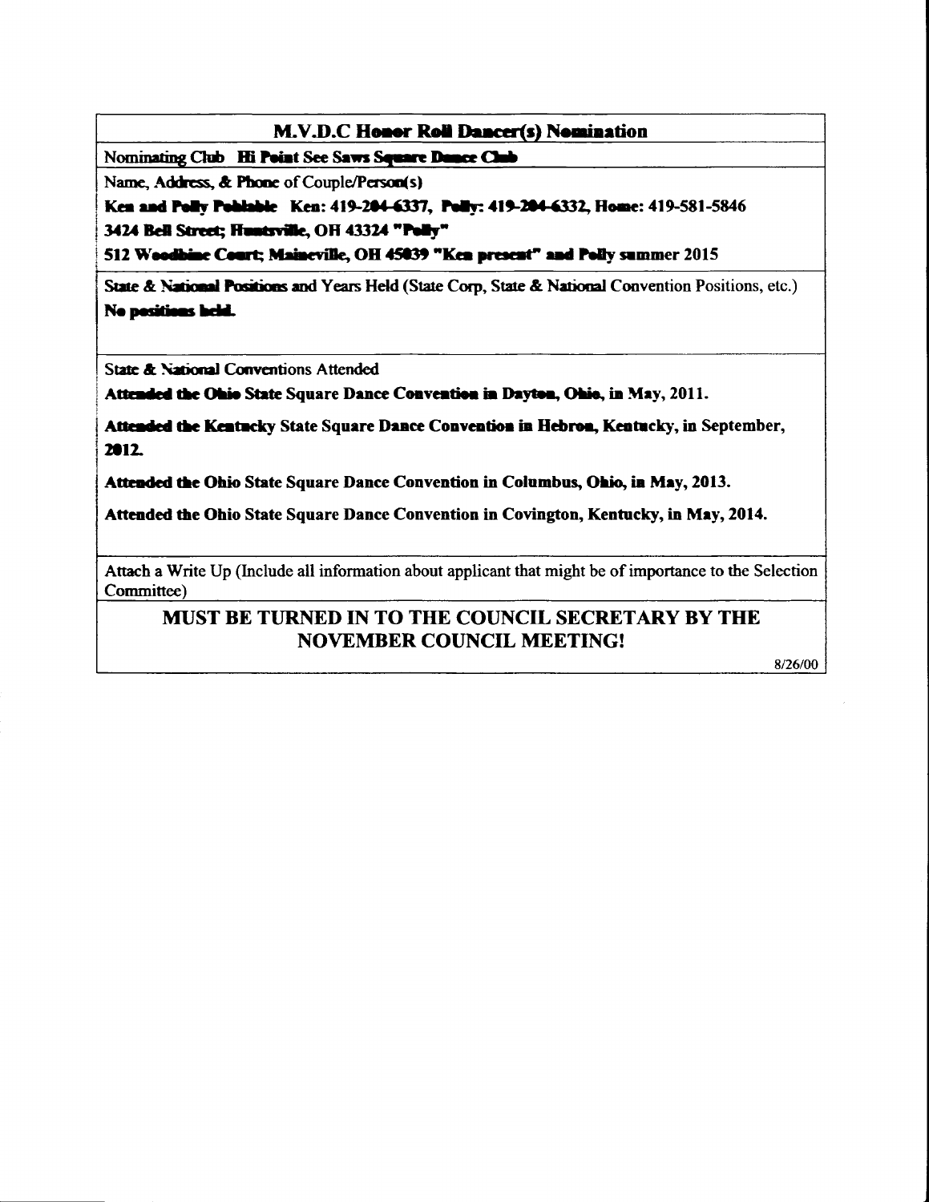## M.V.D.C Honor Roll Dancer(s) Nomination

Nominating Club **Hi Point See Saws Square Dance Club**

Name, Address, & Phone of Couple/Person(s)

**Ken and Polly Pohlable** Ken: 419-204-6337, **Polly: 419-204-6332, Home: 419-581-5846**

**3424 Bell Street; Huntsville, OH 43324 "Polly"**

**512 Woodbine Court; Maineville, OH 45039 "Ken present" and Polly summer 2015**

State & National Positions and Years Held (State Corp, State & National Convention Positions, etc.)

**No positions held.**

State & National Conventions Attended

**Attended the Ohio State Square Dance Convention in Dayton, Ohio, in May, 2011.**

**Attended the Kentucky State Square Dance Convention in Hebron, Kentucky, in September, 2012.**

**Attended the Ohio State Square Dance Convention in Columbus, Ohio, in May, 2013.**

**Attended the Ohio State Square Dance Convention in Covington, Kentucky, in May, 2014.**

Attach a Write Up (Include all information about applicant that might be of importance to the Selection Committee)

**MUST BE TURNED IN TO THE COUNCIL SECRETARY BY THE NOVEMBER COUNCIL MEETING!**

8/26/00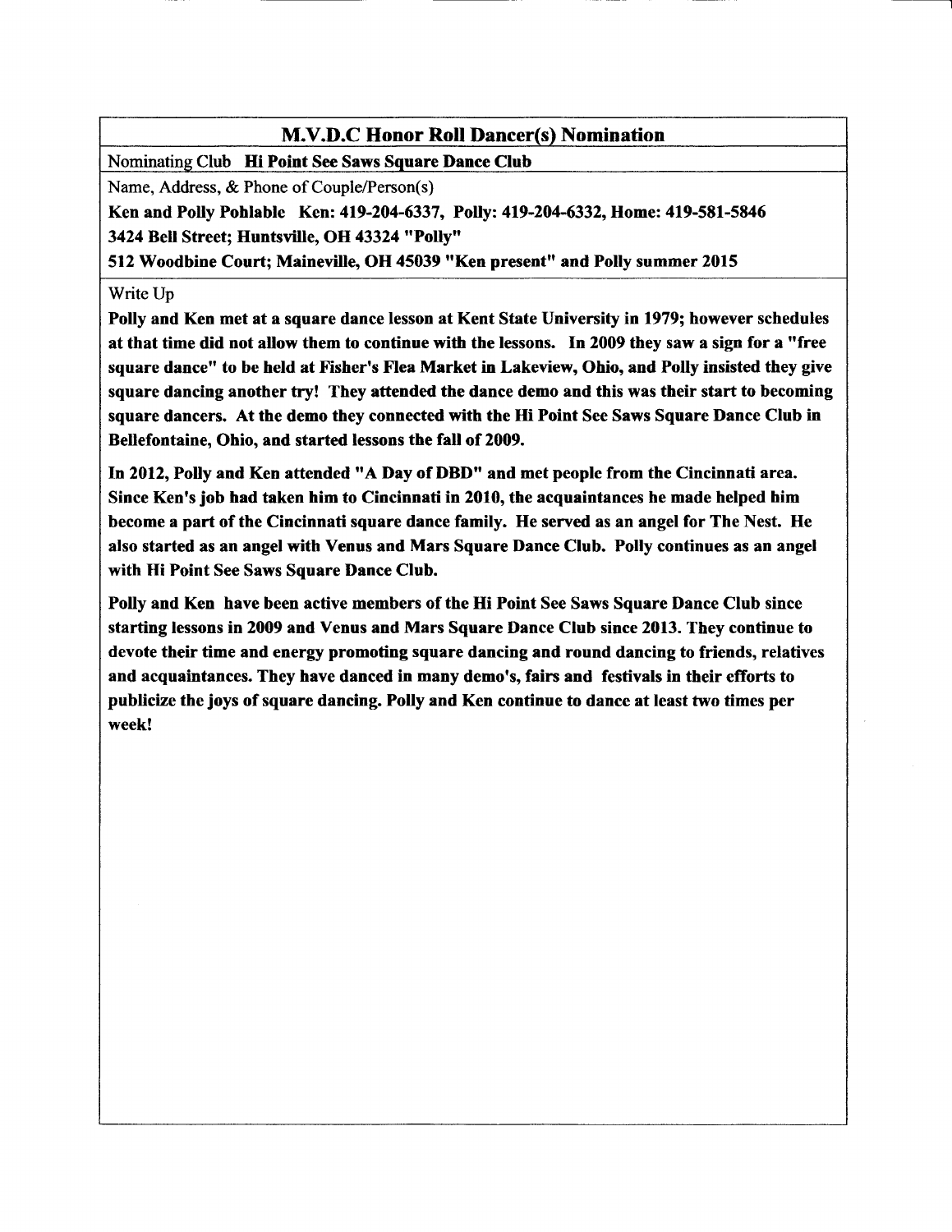## M.V.D.C Honor Roll Dancer(s) Nomination

Nominating Club **Hi Point See Saws Square Dance Club**

Name, Address, & Phone of Couple/Person(s)

**Ken and Polly Pohlable Ken: 419-204-6337, Polly: 419-204-6332, Home: 419-581-5846**
**3424 Bell Street; Huntsville, OH 43324 "Polly"**
**512 Woodbine Court; Maineville, OH 45039 "Ken present" and Polly summer 2015**

Write Up

**Polly and Ken met at a square dance lesson at Kent State University in 1979; however schedules at that time did not allow them to continue with the lessons. In 2009 they saw a sign for a "free square dance" to be held at Fisher's Flea Market in Lakeview, Ohio, and Polly insisted they give square dancing another try! They attended the dance demo and this was their start to becoming square dancers. At the demo they connected with the Hi Point See Saws Square Dance Club in Bellefontaine, Ohio, and started lessons the fall of 2009.**

**In 2012, Polly and Ken attended "A Day of DBD" and met people from the Cincinnati area. Since Ken's job had taken him to Cincinnati in 2010, the acquaintances he made helped him become a part of the Cincinnati square dance family. He served as an angel for The Nest. He also started as an angel with Venus and Mars Square Dance Club. Polly continues as an angel with Hi Point See Saws Square Dance Club.**

**Polly and Ken have been active members of the Hi Point See Saws Square Dance Club since starting lessons in 2009 and Venus and Mars Square Dance Club since 2013. They continue to devote their time and energy promoting square dancing and round dancing to friends, relatives and acquaintances. They have danced in many demo's, fairs and festivals in their efforts to publicize the joys of square dancing. Polly and Ken continue to dance at least two times per week!**